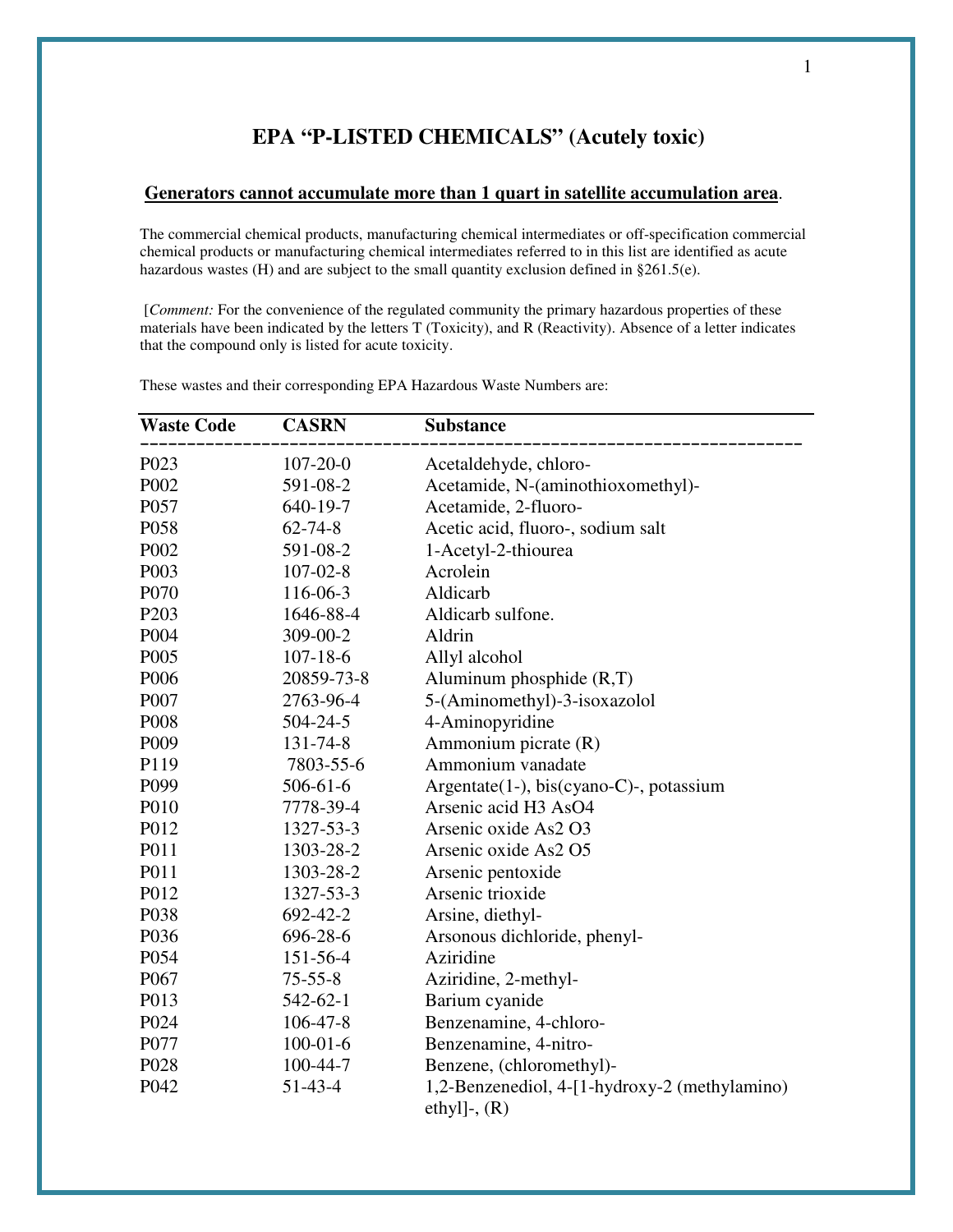# EPA "P-LISTED CHEMICALS" (Acutely toxic)

**Generators cannot accumulate more than 1 quart in satellite accumulation area**.

The commercial chemical products, manufacturing chemical intermediates or off-specification commercial chemical products or manufacturing chemical intermediates referred to in this list are identified as acute hazardous wastes (H) and are subject to the small quantity exclusion defined in §261.5(e).

[*Comment:* For the convenience of the regulated community the primary hazardous properties of these materials have been indicated by the letters T (Toxicity), and R (Reactivity). Absence of a letter indicates that the compound only is listed for acute toxicity.

These wastes and their corresponding EPA Hazardous Waste Numbers are:

| Waste Code | CASRN | Substance |
|---|---|---|
| P023 | 107-20-0 | Acetaldehyde, chloro- |
| P002 | 591-08-2 | Acetamide, N-(aminothioxomethyl)- |
| P057 | 640-19-7 | Acetamide, 2-fluoro- |
| P058 | 62-74-8 | Acetic acid, fluoro-, sodium salt |
| P002 | 591-08-2 | 1-Acetyl-2-thiourea |
| P003 | 107-02-8 | Acrolein |
| P070 | 116-06-3 | Aldicarb |
| P203 | 1646-88-4 | Aldicarb sulfone. |
| P004 | 309-00-2 | Aldrin |
| P005 | 107-18-6 | Allyl alcohol |
| P006 | 20859-73-8 | Aluminum phosphide (R,T) |
| P007 | 2763-96-4 | 5-(Aminomethyl)-3-isoxazolol |
| P008 | 504-24-5 | 4-Aminopyridine |
| P009 | 131-74-8 | Ammonium picrate (R) |
| P119 | 7803-55-6 | Ammonium vanadate |
| P099 | 506-61-6 | Argentate(1-), bis(cyano-C)-, potassium |
| P010 | 7778-39-4 | Arsenic acid H3 AsO4 |
| P012 | 1327-53-3 | Arsenic oxide As2 O3 |
| P011 | 1303-28-2 | Arsenic oxide As2 O5 |
| P011 | 1303-28-2 | Arsenic pentoxide |
| P012 | 1327-53-3 | Arsenic trioxide |
| P038 | 692-42-2 | Arsine, diethyl- |
| P036 | 696-28-6 | Arsonous dichloride, phenyl- |
| P054 | 151-56-4 | Aziridine |
| P067 | 75-55-8 | Aziridine, 2-methyl- |
| P013 | 542-62-1 | Barium cyanide |
| P024 | 106-47-8 | Benzenamine, 4-chloro- |
| P077 | 100-01-6 | Benzenamine, 4-nitro- |
| P028 | 100-44-7 | Benzene, (chloromethyl)- |
| P042 | 51-43-4 | 1,2-Benzenediol, 4-[1-hydroxy-2 (methylamino) ethyl]-, (R) |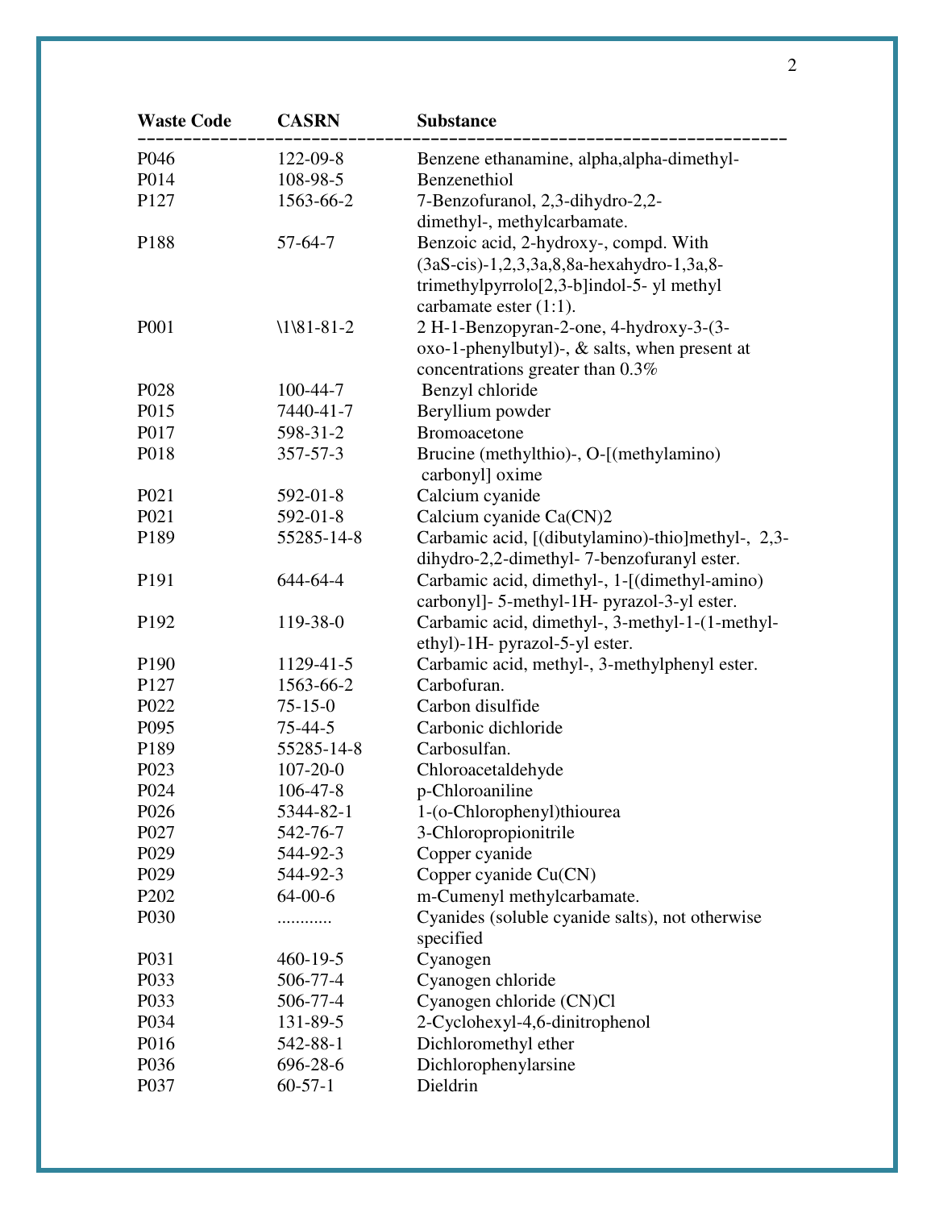| Waste Code | CASRN | Substance |
|---|---|---|
| P046 | 122-09-8 | Benzene ethanamine, alpha,alpha-dimethyl- |
| P014 | 108-98-5 | Benzenethiol |
| P127 | 1563-66-2 | 7-Benzofuranol, 2,3-dihydro-2,2-dimethyl-, methylcarbamate. |
| P188 | 57-64-7 | Benzoic acid, 2-hydroxy-, compd. With (3aS-cis)-1,2,3,3a,8,8a-hexahydro-1,3a,8-trimethylpyrrolo[2,3-b]indol-5- yl methyl carbamate ester (1:1). |
| P001 | \1\81-81-2 | 2 H-1-Benzopyran-2-one, 4-hydroxy-3-(3-oxo-1-phenylbutyl)-, & salts, when present at concentrations greater than 0.3% |
| P028 | 100-44-7 | Benzyl chloride |
| P015 | 7440-41-7 | Beryllium powder |
| P017 | 598-31-2 | Bromoacetone |
| P018 | 357-57-3 | Brucine (methylthio)-, O-[(methylamino) carbonyl] oxime |
| P021 | 592-01-8 | Calcium cyanide |
| P021 | 592-01-8 | Calcium cyanide $Ca(CN)_2$ |
| P189 | 55285-14-8 | Carbamic acid, [(dibutylamino)-thio]methyl-, 2,3-dihydro-2,2-dimethyl- 7-benzofuranyl ester. |
| P191 | 644-64-4 | Carbamic acid, dimethyl-, 1-[(dimethyl-amino) carbonyl]- 5-methyl-1H- pyrazol-3-yl ester. |
| P192 | 119-38-0 | Carbamic acid, dimethyl-, 3-methyl-1-(1-methyl-ethyl)-1H- pyrazol-5-yl ester. |
| P190 | 1129-41-5 | Carbamic acid, methyl-, 3-methylphenyl ester. |
| P127 | 1563-66-2 | Carbofuran. |
| P022 | 75-15-0 | Carbon disulfide |
| P095 | 75-44-5 | Carbonic dichloride |
| P189 | 55285-14-8 | Carbosulfan. |
| P023 | 107-20-0 | Chloroacetaldehyde |
| P024 | 106-47-8 | p-Chloroaniline |
| P026 | 5344-82-1 | 1-(o-Chlorophenyl)thiourea |
| P027 | 542-76-7 | 3-Chloropropionitrile |
| P029 | 544-92-3 | Copper cyanide |
| P029 | 544-92-3 | Copper cyanide Cu(CN) |
| P202 | 64-00-6 | m-Cumenyl methylcarbamate. |
| P030 | ............ | Cyanides (soluble cyanide salts), not otherwise specified |
| P031 | 460-19-5 | Cyanogen |
| P033 | 506-77-4 | Cyanogen chloride |
| P033 | 506-77-4 | Cyanogen chloride (CN)Cl |
| P034 | 131-89-5 | 2-Cyclohexyl-4,6-dinitrophenol |
| P016 | 542-88-1 | Dichloromethyl ether |
| P036 | 696-28-6 | Dichlorophenylarsine |
| P037 | 60-57-1 | Dieldrin |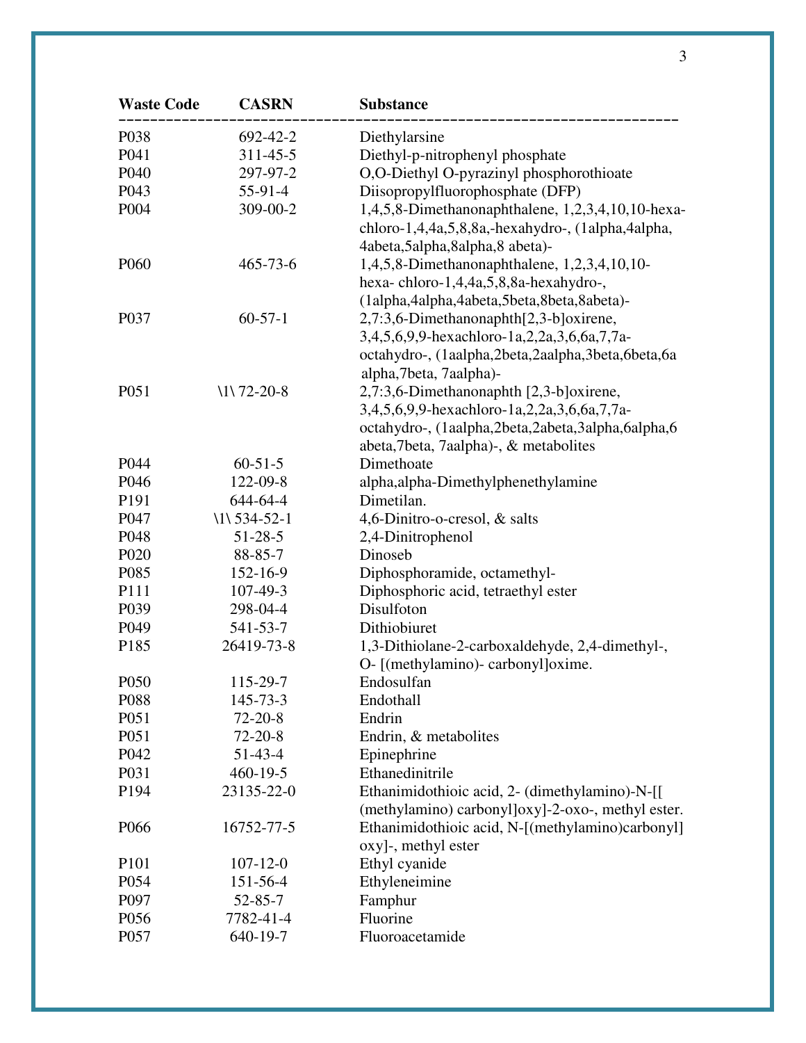| Waste Code | CASRN | Substance |
|---|---|---|
| P038 | 692-42-2 | Diethylarsine |
| P041 | 311-45-5 | Diethyl-p-nitrophenyl phosphate |
| P040 | 297-97-2 | O,O-Diethyl O-pyrazinyl phosphorothioate |
| P043 | 55-91-4 | Diisopropylfluorophosphate (DFP) |
| P004 | 309-00-2 | 1,4,5,8-Dimethanonaphthalene, 1,2,3,4,10,10-hexa-chloro-1,4,4a,5,8,8a,-hexahydro-, (1alpha,4alpha, 4abeta,5alpha,8alpha,8 abeta)- |
| P060 | 465-73-6 | 1,4,5,8-Dimethanonaphthalene, 1,2,3,4,10,10-hexa- chloro-1,4,4a,5,8,8a-hexahydro-, (1alpha,4alpha,4abeta,5beta,8beta,8abeta)- |
| P037 | 60-57-1 | 2,7:3,6-Dimethanonaphth[2,3-b]oxirene, 3,4,5,6,9,9-hexachloro-1a,2,2a,3,6,6a,7,7a-octahydro-, (1aalpha,2beta,2aalpha,3beta,6beta,6a alpha,7beta, 7aalpha)- |
| P051 | \1\ 72-20-8 | 2,7:3,6-Dimethanonaphth [2,3-b]oxirene, 3,4,5,6,9,9-hexachloro-1a,2,2a,3,6,6a,7,7a-octahydro-, (1aalpha,2beta,2abeta,3alpha,6alpha,6 abeta,7beta, 7aalpha)-, & metabolites |
| P044 | 60-51-5 | Dimethoate |
| P046 | 122-09-8 | alpha,alpha-Dimethylphenethylamine |
| P191 | 644-64-4 | Dimetilan. |
| P047 | \1\ 534-52-1 | 4,6-Dinitro-o-cresol, & salts |
| P048 | 51-28-5 | 2,4-Dinitrophenol |
| P020 | 88-85-7 | Dinoseb |
| P085 | 152-16-9 | Diphosphoramide, octamethyl- |
| P111 | 107-49-3 | Diphosphoric acid, tetraethyl ester |
| P039 | 298-04-4 | Disulfoton |
| P049 | 541-53-7 | Dithiobiuret |
| P185 | 26419-73-8 | 1,3-Dithiolane-2-carboxaldehyde, 2,4-dimethyl-, O- [(methylamino)- carbonyl]oxime. |
| P050 | 115-29-7 | Endosulfan |
| P088 | 145-73-3 | Endothall |
| P051 | 72-20-8 | Endrin |
| P051 | 72-20-8 | Endrin, & metabolites |
| P042 | 51-43-4 | Epinephrine |
| P031 | 460-19-5 | Ethanedinitrile |
| P194 | 23135-22-0 | Ethanimidothioic acid, 2- (dimethylamino)-N-[[ (methylamino) carbonyl]oxy]-2-oxo-, methyl ester. |
| P066 | 16752-77-5 | Ethanimidothioic acid, N-[(methylamino)carbonyl] oxy]-, methyl ester |
| P101 | 107-12-0 | Ethyl cyanide |
| P054 | 151-56-4 | Ethyleneimine |
| P097 | 52-85-7 | Famphur |
| P056 | 7782-41-4 | Fluorine |
| P057 | 640-19-7 | Fluoroacetamide |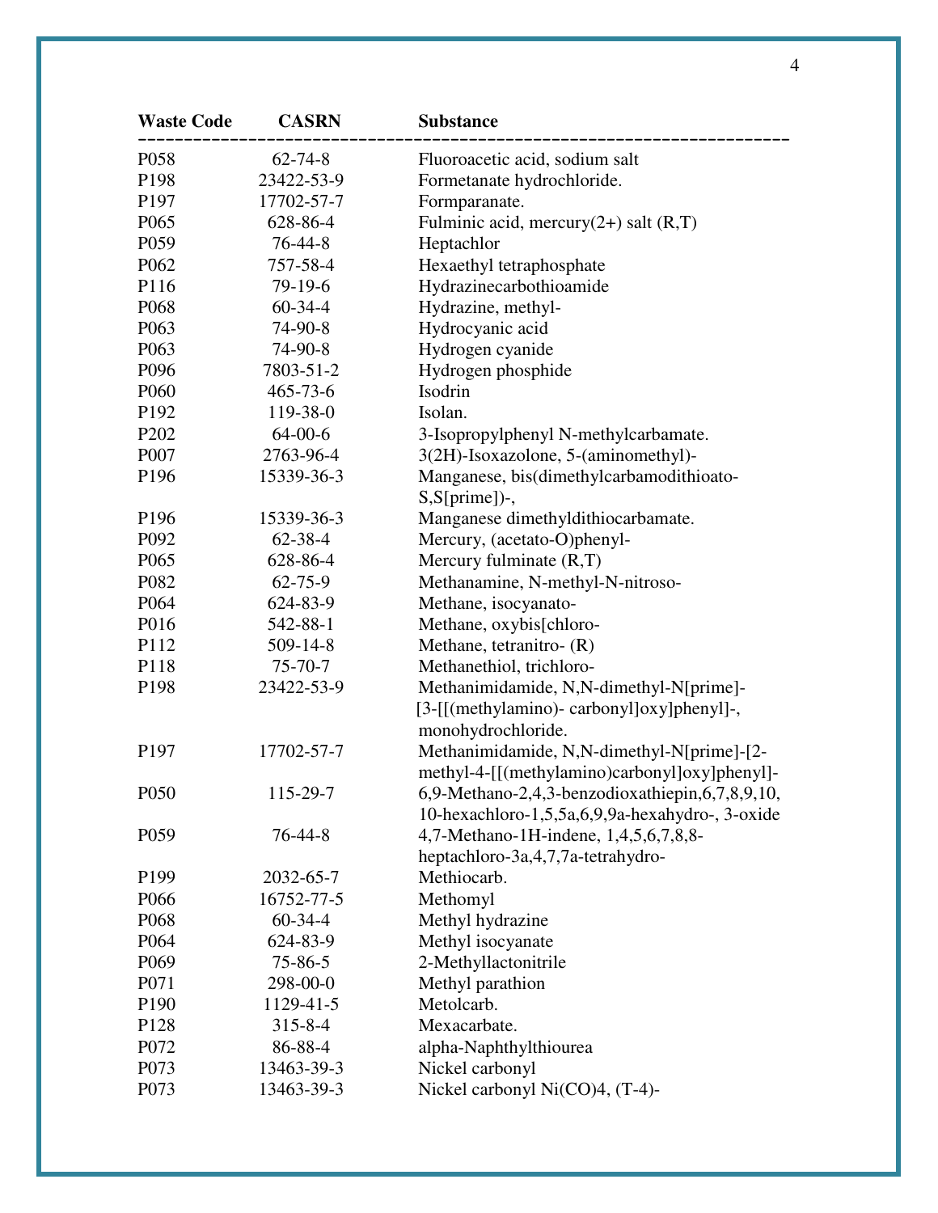| Waste Code | CASRN | Substance |
|---|---|---|
| P058 | 62-74-8 | Fluoroacetic acid, sodium salt |
| P198 | 23422-53-9 | Formetanate hydrochloride. |
| P197 | 17702-57-7 | Formparanate. |
| P065 | 628-86-4 | Fulminic acid, mercury(2+) salt (R,T) |
| P059 | 76-44-8 | Heptachlor |
| P062 | 757-58-4 | Hexaethyl tetraphosphate |
| P116 | 79-19-6 | Hydrazinecarbothioamide |
| P068 | 60-34-4 | Hydrazine, methyl- |
| P063 | 74-90-8 | Hydrocyanic acid |
| P063 | 74-90-8 | Hydrogen cyanide |
| P096 | 7803-51-2 | Hydrogen phosphide |
| P060 | 465-73-6 | Isodrin |
| P192 | 119-38-0 | Isolan. |
| P202 | 64-00-6 | 3-Isopropylphenyl N-methylcarbamate. |
| P007 | 2763-96-4 | 3(2H)-Isoxazolone, 5-(aminomethyl)- |
| P196 | 15339-36-3 | Manganese, bis(dimethylcarbamodithioato-S,S[prime])-, |
| P196 | 15339-36-3 | Manganese dimethyldithiocarbamate. |
| P092 | 62-38-4 | Mercury, (acetato-O)phenyl- |
| P065 | 628-86-4 | Mercury fulminate (R,T) |
| P082 | 62-75-9 | Methanamine, N-methyl-N-nitroso- |
| P064 | 624-83-9 | Methane, isocyanato- |
| P016 | 542-88-1 | Methane, oxybis[chloro- |
| P112 | 509-14-8 | Methane, tetranitro- (R) |
| P118 | 75-70-7 | Methanethiol, trichloro- |
| P198 | 23422-53-9 | Methanimidamide, N,N-dimethyl-N[prime]-[3-[[(methylamino)- carbonyl]oxy]phenyl]-, monohydrochloride. |
| P197 | 17702-57-7 | Methanimidamide, N,N-dimethyl-N[prime]-[2-methyl-4-[[(methylamino)carbonyl]oxy]phenyl]- |
| P050 | 115-29-7 | 6,9-Methano-2,4,3-benzodioxathiepin,6,7,8,9,10,10-hexachloro-1,5,5a,6,9,9a-hexahydro-, 3-oxide |
| P059 | 76-44-8 | 4,7-Methano-1H-indene, 1,4,5,6,7,8,8-heptachloro-3a,4,7,7a-tetrahydro- |
| P199 | 2032-65-7 | Methiocarb. |
| P066 | 16752-77-5 | Methomyl |
| P068 | 60-34-4 | Methyl hydrazine |
| P064 | 624-83-9 | Methyl isocyanate |
| P069 | 75-86-5 | 2-Methyllactonitrile |
| P071 | 298-00-0 | Methyl parathion |
| P190 | 1129-41-5 | Metolcarb. |
| P128 | 315-8-4 | Mexacarbate. |
| P072 | 86-88-4 | alpha-Naphthylthiourea |
| P073 | 13463-39-3 | Nickel carbonyl |
| P073 | 13463-39-3 | Nickel carbonyl Ni(CO)4, (T-4)- |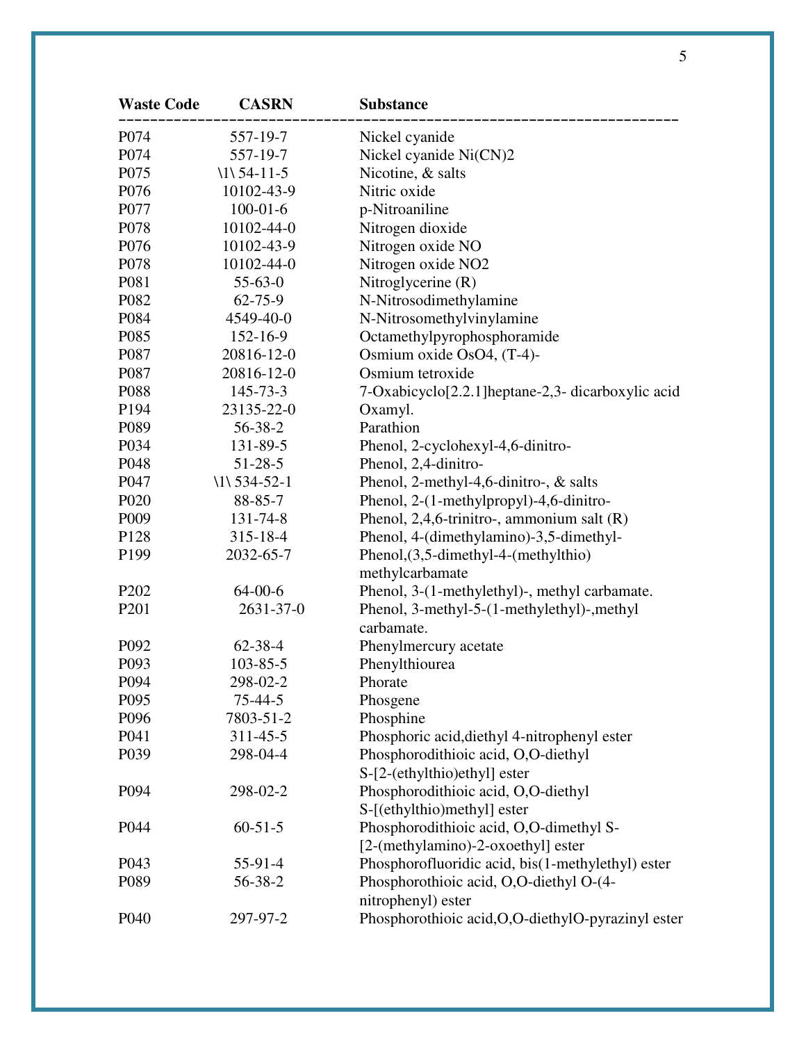| Waste Code | CASRN | Substance |
|---|---|---|
| P074 | 557-19-7 | Nickel cyanide |
| P074 | 557-19-7 | Nickel cyanide Ni(CN)2 |
| P075 | \1\ 54-11-5 | Nicotine, & salts |
| P076 | 10102-43-9 | Nitric oxide |
| P077 | 100-01-6 | p-Nitroaniline |
| P078 | 10102-44-0 | Nitrogen dioxide |
| P076 | 10102-43-9 | Nitrogen oxide NO |
| P078 | 10102-44-0 | Nitrogen oxide NO2 |
| P081 | 55-63-0 | Nitroglycerine (R) |
| P082 | 62-75-9 | N-Nitrosodimethylamine |
| P084 | 4549-40-0 | N-Nitrosomethylvinylamine |
| P085 | 152-16-9 | Octamethylpyrophosphoramide |
| P087 | 20816-12-0 | Osmium oxide OsO4, (T-4)- |
| P087 | 20816-12-0 | Osmium tetroxide |
| P088 | 145-73-3 | 7-Oxabicyclo[2.2.1]heptane-2,3- dicarboxylic acid |
| P194 | 23135-22-0 | Oxamyl. |
| P089 | 56-38-2 | Parathion |
| P034 | 131-89-5 | Phenol, 2-cyclohexyl-4,6-dinitro- |
| P048 | 51-28-5 | Phenol, 2,4-dinitro- |
| P047 | \1\ 534-52-1 | Phenol, 2-methyl-4,6-dinitro-, & salts |
| P020 | 88-85-7 | Phenol, 2-(1-methylpropyl)-4,6-dinitro- |
| P009 | 131-74-8 | Phenol, 2,4,6-trinitro-, ammonium salt (R) |
| P128 | 315-18-4 | Phenol, 4-(dimethylamino)-3,5-dimethyl- |
| P199 | 2032-65-7 | Phenol,(3,5-dimethyl-4-(methylthio) methylcarbamate |
| P202 | 64-00-6 | Phenol, 3-(1-methylethyl)-, methyl carbamate. |
| P201 | 2631-37-0 | Phenol, 3-methyl-5-(1-methylethyl)-,methyl carbamate. |
| P092 | 62-38-4 | Phenylmercury acetate |
| P093 | 103-85-5 | Phenylthiourea |
| P094 | 298-02-2 | Phorate |
| P095 | 75-44-5 | Phosgene |
| P096 | 7803-51-2 | Phosphine |
| P041 | 311-45-5 | Phosphoric acid,diethyl 4-nitrophenyl ester |
| P039 | 298-04-4 | Phosphorodithioic acid, O,O-diethyl S-[2-(ethylthio)ethyl] ester |
| P094 | 298-02-2 | Phosphorodithioic acid, O,O-diethyl S-[(ethylthio)methyl] ester |
| P044 | 60-51-5 | Phosphorodithioic acid, O,O-dimethyl S-[2-(methylamino)-2-oxoethyl] ester |
| P043 | 55-91-4 | Phosphorofluoridic acid, bis(1-methylethyl) ester |
| P089 | 56-38-2 | Phosphorothioic acid, O,O-diethyl O-(4-nitrophenyl) ester |
| P040 | 297-97-2 | Phosphorothioic acid,O,O-diethylO-pyrazinyl ester |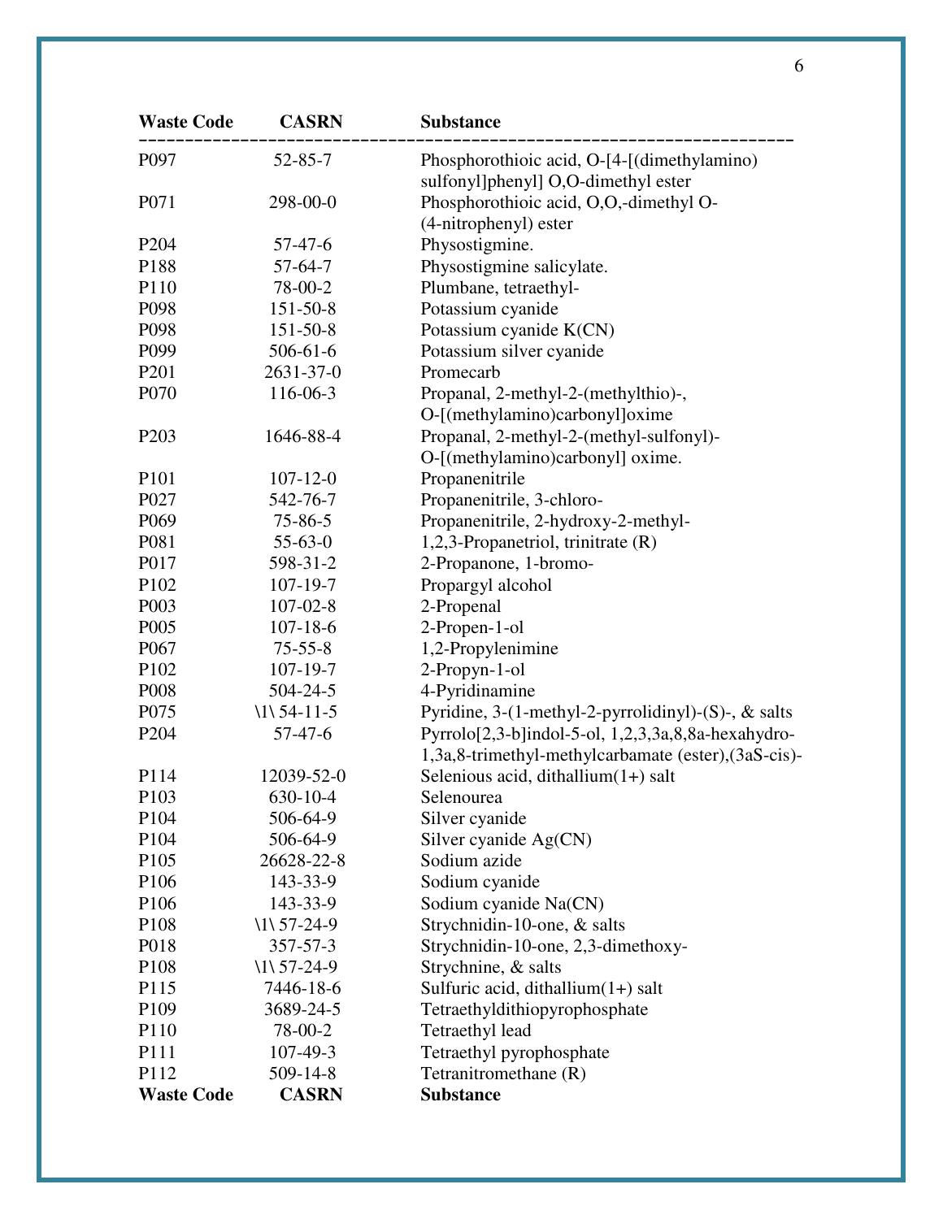| Waste Code | CASRN | Substance |
|---|---|---|
| P097 | 52-85-7 | Phosphorothioic acid, O-[4-[(dimethylamino) sulfonyl]phenyl] O,O-dimethyl ester |
| P071 | 298-00-0 | Phosphorothioic acid, O,O,-dimethyl O-(4-nitrophenyl) ester |
| P204 | 57-47-6 | Physostigmine. |
| P188 | 57-64-7 | Physostigmine salicylate. |
| P110 | 78-00-2 | Plumbane, tetraethyl- |
| P098 | 151-50-8 | Potassium cyanide |
| P098 | 151-50-8 | Potassium cyanide K(CN) |
| P099 | 506-61-6 | Potassium silver cyanide |
| P201 | 2631-37-0 | Promecarb |
| P070 | 116-06-3 | Propanal, 2-methyl-2-(methylthio)-, O-[(methylamino)carbonyl]oxime |
| P203 | 1646-88-4 | Propanal, 2-methyl-2-(methyl-sulfonyl)-O-[(methylamino)carbonyl] oxime. |
| P101 | 107-12-0 | Propanenitrile |
| P027 | 542-76-7 | Propanenitrile, 3-chloro- |
| P069 | 75-86-5 | Propanenitrile, 2-hydroxy-2-methyl- |
| P081 | 55-63-0 | 1,2,3-Propanetriol, trinitrate (R) |
| P017 | 598-31-2 | 2-Propanone, 1-bromo- |
| P102 | 107-19-7 | Propargyl alcohol |
| P003 | 107-02-8 | 2-Propenal |
| P005 | 107-18-6 | 2-Propen-1-ol |
| P067 | 75-55-8 | 1,2-Propylenimine |
| P102 | 107-19-7 | 2-Propyn-1-ol |
| P008 | 504-24-5 | 4-Pyridinamine |
| P075 | \1\ 54-11-5 | Pyridine, 3-(1-methyl-2-pyrrolidinyl)-(S)-, & salts |
| P204 | 57-47-6 | Pyrrolo[2,3-b]indol-5-ol, 1,2,3,3a,8,8a-hexahydro-1,3a,8-trimethyl-methylcarbamate (ester),(3aS-cis)- |
| P114 | 12039-52-0 | Selenious acid, dithallium(1+) salt |
| P103 | 630-10-4 | Selenourea |
| P104 | 506-64-9 | Silver cyanide |
| P104 | 506-64-9 | Silver cyanide Ag(CN) |
| P105 | 26628-22-8 | Sodium azide |
| P106 | 143-33-9 | Sodium cyanide |
| P106 | 143-33-9 | Sodium cyanide Na(CN) |
| P108 | \1\ 57-24-9 | Strychnidin-10-one, & salts |
| P018 | 357-57-3 | Strychnidin-10-one, 2,3-dimethoxy- |
| P108 | \1\ 57-24-9 | Strychnine, & salts |
| P115 | 7446-18-6 | Sulfuric acid, dithallium(1+) salt |
| P109 | 3689-24-5 | Tetraethyldithiopyrophosphate |
| P110 | 78-00-2 | Tetraethyl lead |
| P111 | 107-49-3 | Tetraethyl pyrophosphate |
| P112 | 509-14-8 | Tetranitromethane (R) |
| **Waste Code** | **CASRN** | **Substance** |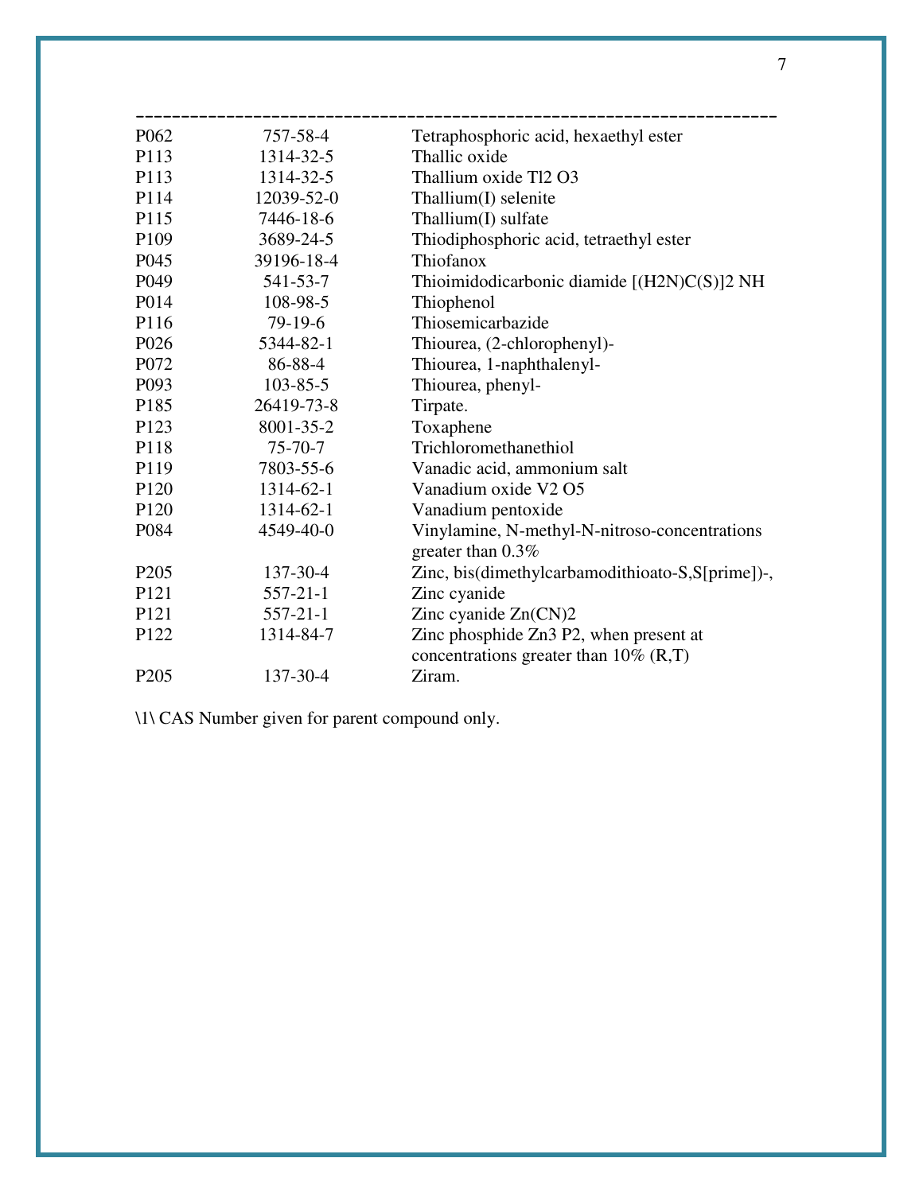| | | |
|---|---|---|
| P062 | 757-58-4 | Tetraphosphoric acid, hexaethyl ester |
| P113 | 1314-32-5 | Thallic oxide |
| P113 | 1314-32-5 | Thallium oxide Tl2 O3 |
| P114 | 12039-52-0 | Thallium(I) selenite |
| P115 | 7446-18-6 | Thallium(I) sulfate |
| P109 | 3689-24-5 | Thiodiphosphoric acid, tetraethyl ester |
| P045 | 39196-18-4 | Thiofanox |
| P049 | 541-53-7 | Thioimidodicarbonic diamide [(H2N)C(S)]2 NH |
| P014 | 108-98-5 | Thiophenol |
| P116 | 79-19-6 | Thiosemicarbazide |
| P026 | 5344-82-1 | Thiourea, (2-chlorophenyl)- |
| P072 | 86-88-4 | Thiourea, 1-naphthalenyl- |
| P093 | 103-85-5 | Thiourea, phenyl- |
| P185 | 26419-73-8 | Tirpate. |
| P123 | 8001-35-2 | Toxaphene |
| P118 | 75-70-7 | Trichloromethanethiol |
| P119 | 7803-55-6 | Vanadic acid, ammonium salt |
| P120 | 1314-62-1 | Vanadium oxide V2 O5 |
| P120 | 1314-62-1 | Vanadium pentoxide |
| P084 | 4549-40-0 | Vinylamine, N-methyl-N-nitroso-concentrations greater than 0.3% |
| P205 | 137-30-4 | Zinc, bis(dimethylcarbamodithioato-S,S[prime])-, |
| P121 | 557-21-1 | Zinc cyanide |
| P121 | 557-21-1 | Zinc cyanide Zn(CN)2 |
| P122 | 1314-84-7 | Zinc phosphide Zn3 P2, when present at concentrations greater than 10% (R,T) |
| P205 | 137-30-4 | Ziram. |

\1\ CAS Number given for parent compound only.